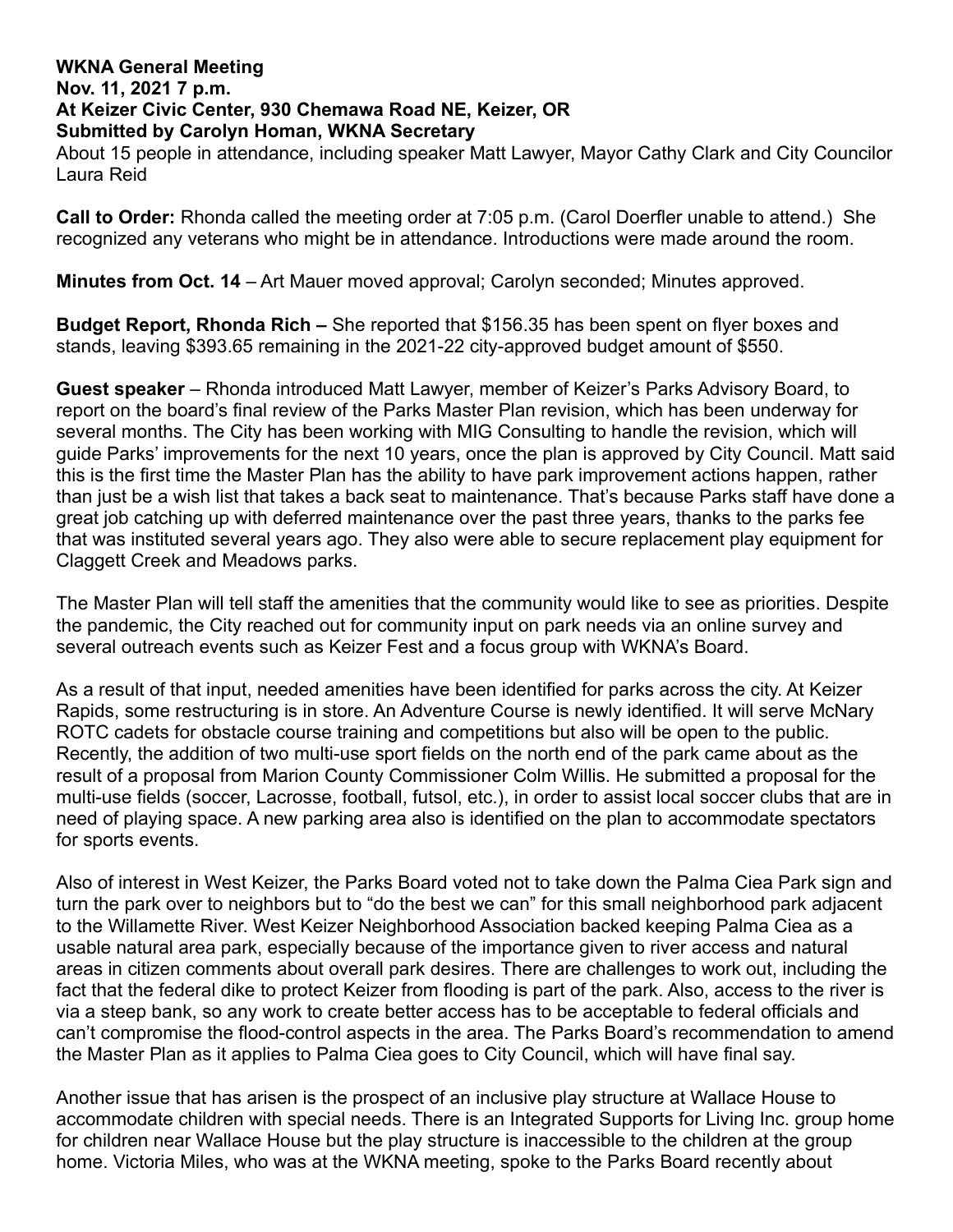**WKNA General Meeting**
**Nov. 11, 2021 7 p.m.**
**At Keizer Civic Center, 930 Chemawa Road NE, Keizer, OR**
**Submitted by Carolyn Homan, WKNA Secretary**

About 15 people in attendance, including speaker Matt Lawyer, Mayor Cathy Clark and City Councilor Laura Reid

**Call to Order:** Rhonda called the meeting order at 7:05 p.m. (Carol Doerfler unable to attend.) She recognized any veterans who might be in attendance. Introductions were made around the room.

**Minutes from Oct. 14** – Art Mauer moved approval; Carolyn seconded; Minutes approved.

**Budget Report, Rhonda Rich –** She reported that $156.35 has been spent on flyer boxes and stands, leaving $393.65 remaining in the 2021-22 city-approved budget amount of $550.

**Guest speaker** – Rhonda introduced Matt Lawyer, member of Keizer's Parks Advisory Board, to report on the board's final review of the Parks Master Plan revision, which has been underway for several months. The City has been working with MIG Consulting to handle the revision, which will guide Parks' improvements for the next 10 years, once the plan is approved by City Council. Matt said this is the first time the Master Plan has the ability to have park improvement actions happen, rather than just be a wish list that takes a back seat to maintenance. That's because Parks staff have done a great job catching up with deferred maintenance over the past three years, thanks to the parks fee that was instituted several years ago. They also were able to secure replacement play equipment for Claggett Creek and Meadows parks.

The Master Plan will tell staff the amenities that the community would like to see as priorities. Despite the pandemic, the City reached out for community input on park needs via an online survey and several outreach events such as Keizer Fest and a focus group with WKNA's Board.

As a result of that input, needed amenities have been identified for parks across the city. At Keizer Rapids, some restructuring is in store. An Adventure Course is newly identified. It will serve McNary ROTC cadets for obstacle course training and competitions but also will be open to the public. Recently, the addition of two multi-use sport fields on the north end of the park came about as the result of a proposal from Marion County Commissioner Colm Willis. He submitted a proposal for the multi-use fields (soccer, Lacrosse, football, futsol, etc.), in order to assist local soccer clubs that are in need of playing space. A new parking area also is identified on the plan to accommodate spectators for sports events.

Also of interest in West Keizer, the Parks Board voted not to take down the Palma Ciea Park sign and turn the park over to neighbors but to "do the best we can" for this small neighborhood park adjacent to the Willamette River. West Keizer Neighborhood Association backed keeping Palma Ciea as a usable natural area park, especially because of the importance given to river access and natural areas in citizen comments about overall park desires. There are challenges to work out, including the fact that the federal dike to protect Keizer from flooding is part of the park. Also, access to the river is via a steep bank, so any work to create better access has to be acceptable to federal officials and can't compromise the flood-control aspects in the area. The Parks Board's recommendation to amend the Master Plan as it applies to Palma Ciea goes to City Council, which will have final say.

Another issue that has arisen is the prospect of an inclusive play structure at Wallace House to accommodate children with special needs. There is an Integrated Supports for Living Inc. group home for children near Wallace House but the play structure is inaccessible to the children at the group home. Victoria Miles, who was at the WKNA meeting, spoke to the Parks Board recently about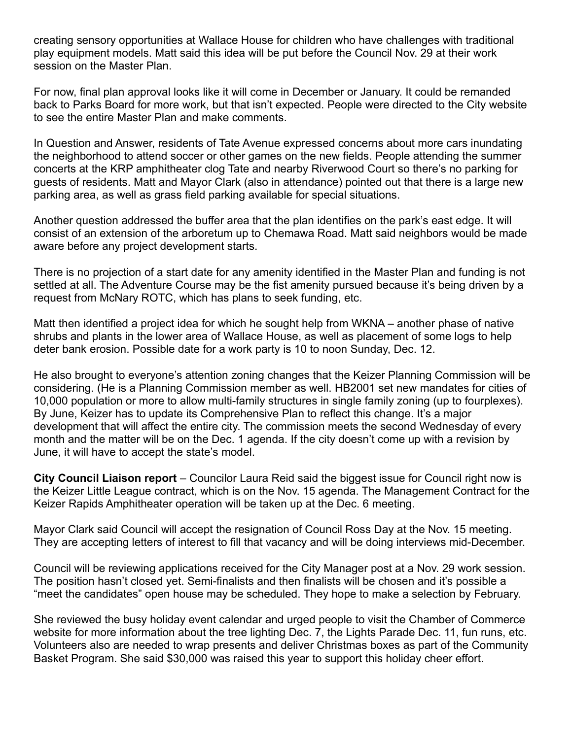creating sensory opportunities at Wallace House for children who have challenges with traditional play equipment models. Matt said this idea will be put before the Council Nov. 29 at their work session on the Master Plan.

For now, final plan approval looks like it will come in December or January. It could be remanded back to Parks Board for more work, but that isn't expected. People were directed to the City website to see the entire Master Plan and make comments.

In Question and Answer, residents of Tate Avenue expressed concerns about more cars inundating the neighborhood to attend soccer or other games on the new fields. People attending the summer concerts at the KRP amphitheater clog Tate and nearby Riverwood Court so there's no parking for guests of residents. Matt and Mayor Clark (also in attendance) pointed out that there is a large new parking area, as well as grass field parking available for special situations.

Another question addressed the buffer area that the plan identifies on the park's east edge. It will consist of an extension of the arboretum up to Chemawa Road. Matt said neighbors would be made aware before any project development starts.

There is no projection of a start date for any amenity identified in the Master Plan and funding is not settled at all. The Adventure Course may be the fist amenity pursued because it's being driven by a request from McNary ROTC, which has plans to seek funding, etc.

Matt then identified a project idea for which he sought help from WKNA – another phase of native shrubs and plants in the lower area of Wallace House, as well as placement of some logs to help deter bank erosion. Possible date for a work party is 10 to noon Sunday, Dec. 12.

He also brought to everyone's attention zoning changes that the Keizer Planning Commission will be considering. (He is a Planning Commission member as well. HB2001 set new mandates for cities of 10,000 population or more to allow multi-family structures in single family zoning (up to fourplexes). By June, Keizer has to update its Comprehensive Plan to reflect this change. It's a major development that will affect the entire city. The commission meets the second Wednesday of every month and the matter will be on the Dec. 1 agenda. If the city doesn't come up with a revision by June, it will have to accept the state's model.

**City Council Liaison report** – Councilor Laura Reid said the biggest issue for Council right now is the Keizer Little League contract, which is on the Nov. 15 agenda. The Management Contract for the Keizer Rapids Amphitheater operation will be taken up at the Dec. 6 meeting.

Mayor Clark said Council will accept the resignation of Council Ross Day at the Nov. 15 meeting. They are accepting letters of interest to fill that vacancy and will be doing interviews mid-December.

Council will be reviewing applications received for the City Manager post at a Nov. 29 work session. The position hasn't closed yet. Semi-finalists and then finalists will be chosen and it's possible a "meet the candidates" open house may be scheduled. They hope to make a selection by February.

She reviewed the busy holiday event calendar and urged people to visit the Chamber of Commerce website for more information about the tree lighting Dec. 7, the Lights Parade Dec. 11, fun runs, etc. Volunteers also are needed to wrap presents and deliver Christmas boxes as part of the Community Basket Program. She said $30,000 was raised this year to support this holiday cheer effort.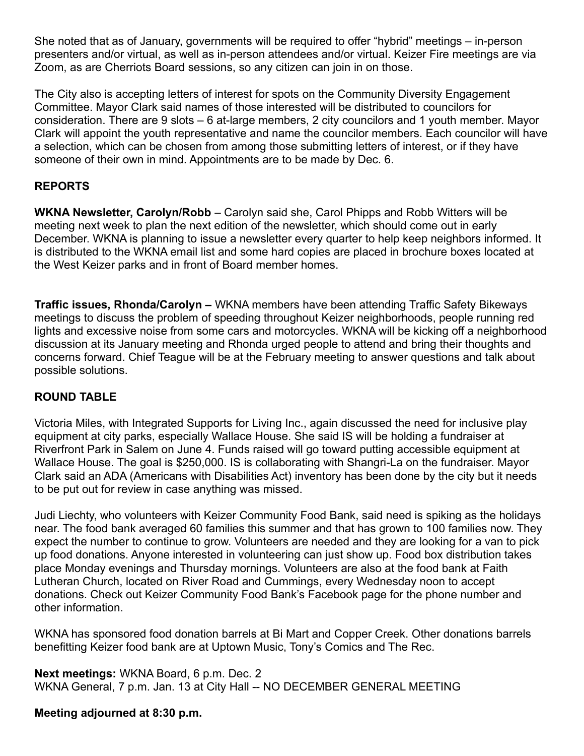She noted that as of January, governments will be required to offer "hybrid" meetings – in-person presenters and/or virtual, as well as in-person attendees and/or virtual. Keizer Fire meetings are via Zoom, as are Cherriots Board sessions, so any citizen can join in on those.

The City also is accepting letters of interest for spots on the Community Diversity Engagement Committee. Mayor Clark said names of those interested will be distributed to councilors for consideration. There are 9 slots – 6 at-large members, 2 city councilors and 1 youth member. Mayor Clark will appoint the youth representative and name the councilor members. Each councilor will have a selection, which can be chosen from among those submitting letters of interest, or if they have someone of their own in mind. Appointments are to be made by Dec. 6.

## REPORTS

**WKNA Newsletter, Carolyn/Robb** – Carolyn said she, Carol Phipps and Robb Witters will be meeting next week to plan the next edition of the newsletter, which should come out in early December. WKNA is planning to issue a newsletter every quarter to help keep neighbors informed. It is distributed to the WKNA email list and some hard copies are placed in brochure boxes located at the West Keizer parks and in front of Board member homes.

**Traffic issues, Rhonda/Carolyn –** WKNA members have been attending Traffic Safety Bikeways meetings to discuss the problem of speeding throughout Keizer neighborhoods, people running red lights and excessive noise from some cars and motorcycles. WKNA will be kicking off a neighborhood discussion at its January meeting and Rhonda urged people to attend and bring their thoughts and concerns forward. Chief Teague will be at the February meeting to answer questions and talk about possible solutions.

## ROUND TABLE

Victoria Miles, with Integrated Supports for Living Inc., again discussed the need for inclusive play equipment at city parks, especially Wallace House. She said IS will be holding a fundraiser at Riverfront Park in Salem on June 4. Funds raised will go toward putting accessible equipment at Wallace House. The goal is $250,000. IS is collaborating with Shangri-La on the fundraiser. Mayor Clark said an ADA (Americans with Disabilities Act) inventory has been done by the city but it needs to be put out for review in case anything was missed.

Judi Liechty, who volunteers with Keizer Community Food Bank, said need is spiking as the holidays near. The food bank averaged 60 families this summer and that has grown to 100 families now. They expect the number to continue to grow. Volunteers are needed and they are looking for a van to pick up food donations. Anyone interested in volunteering can just show up. Food box distribution takes place Monday evenings and Thursday mornings. Volunteers are also at the food bank at Faith Lutheran Church, located on River Road and Cummings, every Wednesday noon to accept donations. Check out Keizer Community Food Bank's Facebook page for the phone number and other information.

WKNA has sponsored food donation barrels at Bi Mart and Copper Creek. Other donations barrels benefitting Keizer food bank are at Uptown Music, Tony's Comics and The Rec.

**Next meetings:** WKNA Board, 6 p.m. Dec. 2
WKNA General, 7 p.m. Jan. 13 at City Hall -- NO DECEMBER GENERAL MEETING

**Meeting adjourned at 8:30 p.m.**